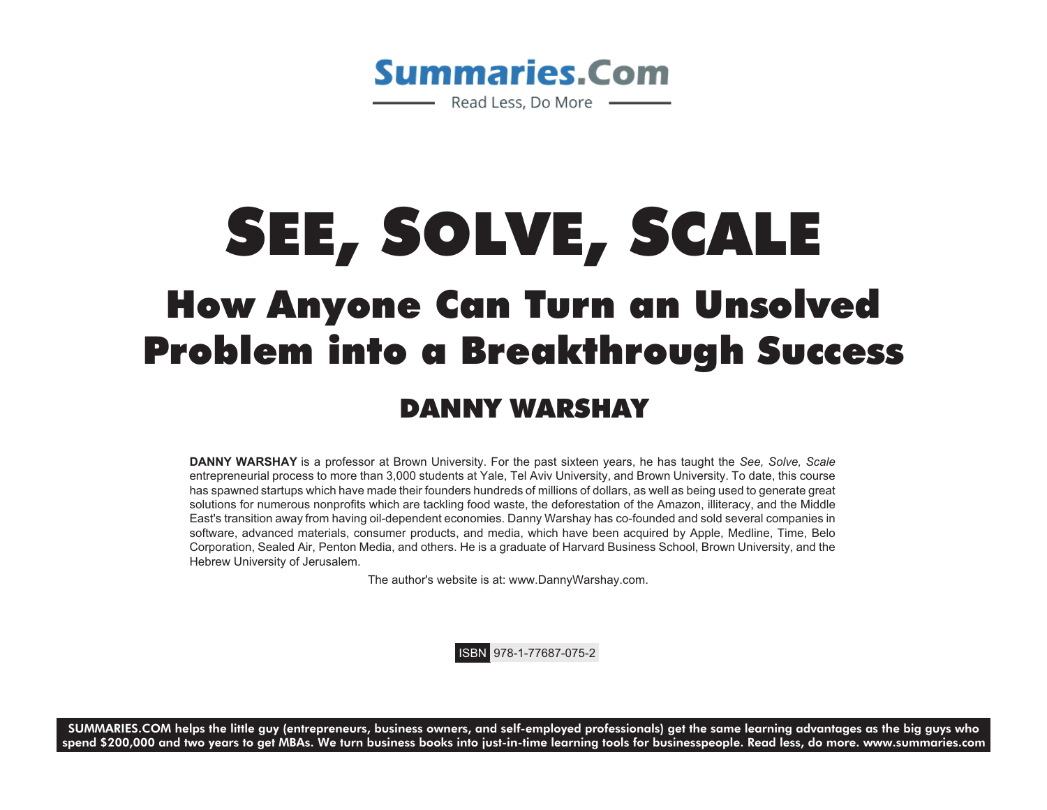Summaries.Com

Read Less, Do More

# SEE, SOLVE, SCALE

## How Anyone Can Turn an Unsolved Problem into a Breakthrough Success

### DANNY WARSHAY

**DANNY WARSHAY** is a professor at Brown University. For the past sixteen years, he has taught the *See, Solve, Scale* entrepreneurial process to more than 3,000 students at Yale, Tel Aviv University, and Brown University. To date, this course has spawned startups which have made their founders hundreds of millions of dollars, as well as being used to generate great solutions for numerous nonprofits which are tackling food waste, the deforestation of the Amazon, illiteracy, and the Middle East's transition away from having oil-dependent economies. Danny Warshay has co-founded and sold several companies in software, advanced materials, consumer products, and media, which have been acquired by Apple, Medline, Time, Belo Corporation, Sealed Air, Penton Media, and others. He is a graduate of Harvard Business School, Brown University, and the Hebrew University of Jerusalem.

The author's website is at: www.DannyWarshay.com.

ISBN 978-1-77687-075-2

**SUMMARIES.COM helps the little guy (entrepreneurs, business owners, and self-employed professionals) get the same learning advantages as the big guys who spend $200,000 and two years to get MBAs. We turn business books into just-in-time learning tools for businesspeople. Read less, do more. www.summaries.com**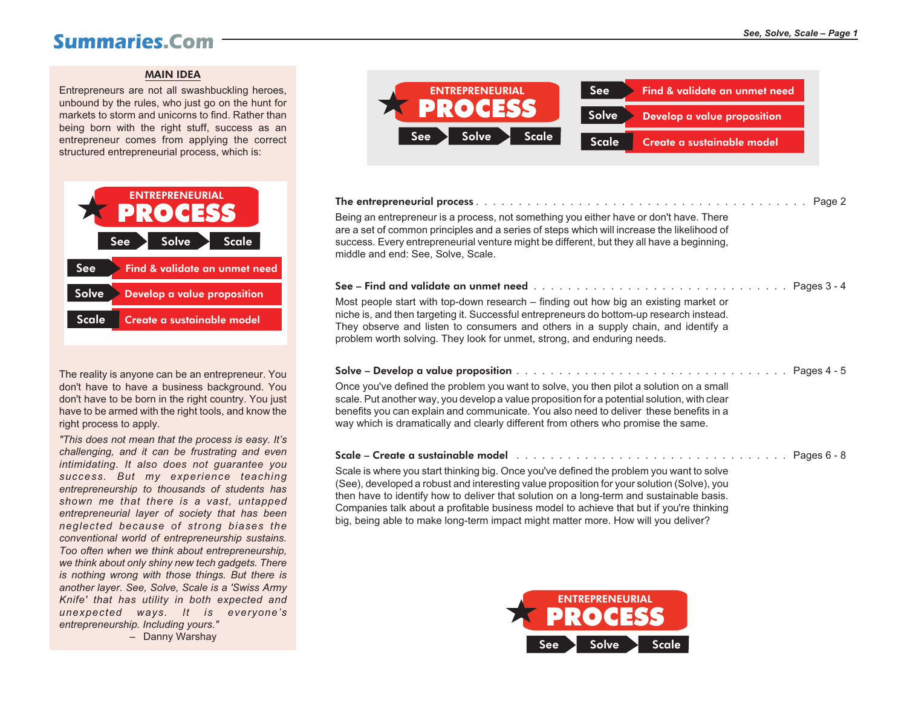## MAIN IDEA

Entrepreneurs are not all swashbuckling heroes, unbound by the rules, who just go on the hunt for markets to storm and unicorns to find. Rather than being born with the right stuff, success as an entrepreneur comes from applying the correct structured entrepreneurial process, which is:

ENTREPRENEURIAL PROCESS

See → Solve → Scale

- **See** – Find & validate an unmet need
- **Solve** – Develop a value proposition
- **Scale** – Create a sustainable model

The reality is anyone can be an entrepreneur. You don't have to have a business background. You don't have to be born in the right country. You just have to be armed with the right tools, and know the right process to apply.

*"This does not mean that the process is easy. It's challenging, and it can be frustrating and even intimidating. It also does not guarantee you success. But my experience teaching entrepreneurship to thousands of students has shown me that there is a vast, untapped entrepreneurial layer of society that has been neglected because of strong biases the conventional world of entrepreneurship sustains. Too often when we think about entrepreneurship, we think about only shiny new tech gadgets. There is nothing wrong with those things. But there is another layer. See, Solve, Scale is a 'Swiss Army Knife' that has utility in both expected and unexpected ways. It is everyone's entrepreneurship. Including yours."*

– Danny Warshay

ENTREPRENEURIAL PROCESS

See → Solve → Scale

- **See** – Find & validate an unmet need
- **Solve** – Develop a value proposition
- **Scale** – Create a sustainable model

**The entrepreneurial process** . . . . . . . . . . Page 2

Being an entrepreneur is a process, not something you either have or don't have. There are a set of common principles and a series of steps which will increase the likelihood of success. Every entrepreneurial venture might be different, but they all have a beginning, middle and end: See, Solve, Scale.

**See – Find and validate an unmet need** . . . . . . . . . . Pages 3 - 4

Most people start with top-down research – finding out how big an existing market or niche is, and then targeting it. Successful entrepreneurs do bottom-up research instead. They observe and listen to consumers and others in a supply chain, and identify a problem worth solving. They look for unmet, strong, and enduring needs.

**Solve – Develop a value proposition** . . . . . . . . . . Pages 4 - 5

Once you've defined the problem you want to solve, you then pilot a solution on a small scale. Put another way, you develop a value proposition for a potential solution, with clear benefits you can explain and communicate. You also need to deliver these benefits in a way which is dramatically and clearly different from others who promise the same.

**Scale – Create a sustainable model** . . . . . . . . . . Pages 6 - 8

Scale is where you start thinking big. Once you've defined the problem you want to solve (See), developed a robust and interesting value proposition for your solution (Solve), you then have to identify how to deliver that solution on a long-term and sustainable basis. Companies talk about a profitable business model to achieve that but if you're thinking big, being able to make long-term impact might matter more. How will you deliver?

ENTREPRENEURIAL PROCESS

See → Solve → Scale